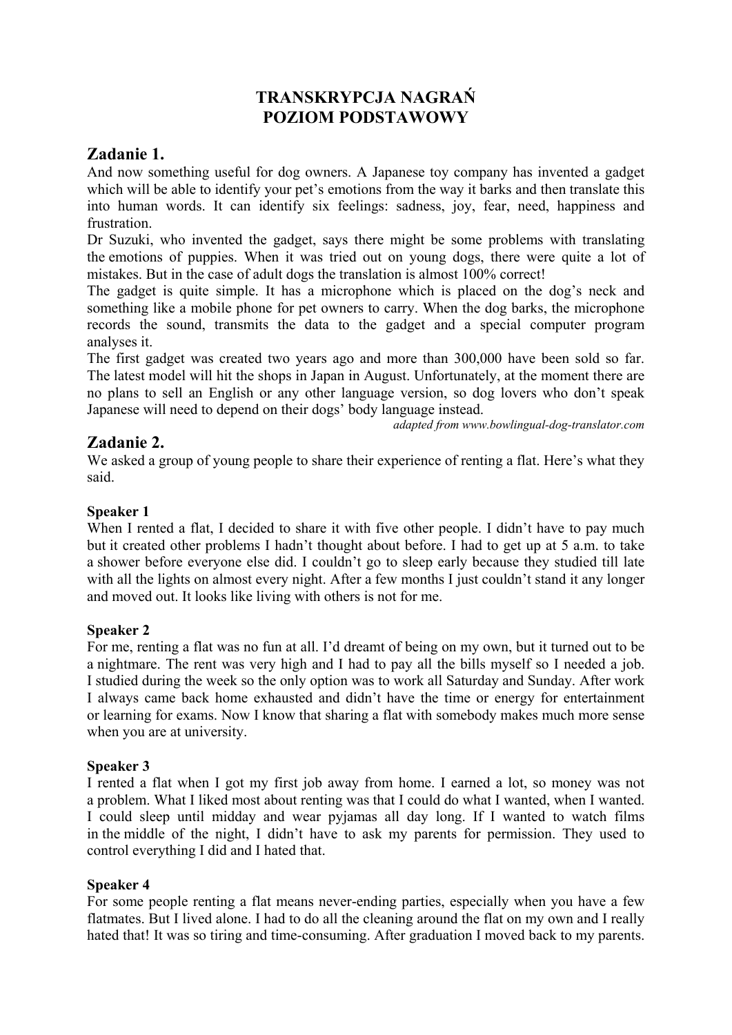# TRANSKRYPCJA NAGRAŃ
# POZIOM PODSTAWOWY

## Zadanie 1.

And now something useful for dog owners. A Japanese toy company has invented a gadget which will be able to identify your pet's emotions from the way it barks and then translate this into human words. It can identify six feelings: sadness, joy, fear, need, happiness and frustration.

Dr Suzuki, who invented the gadget, says there might be some problems with translating the emotions of puppies. When it was tried out on young dogs, there were quite a lot of mistakes. But in the case of adult dogs the translation is almost 100% correct!

The gadget is quite simple. It has a microphone which is placed on the dog's neck and something like a mobile phone for pet owners to carry. When the dog barks, the microphone records the sound, transmits the data to the gadget and a special computer program analyses it.

The first gadget was created two years ago and more than 300,000 have been sold so far. The latest model will hit the shops in Japan in August. Unfortunately, at the moment there are no plans to sell an English or any other language version, so dog lovers who don't speak Japanese will need to depend on their dogs' body language instead.

*adapted from www.bowlingual-dog-translator.com*

## Zadanie 2.

We asked a group of young people to share their experience of renting a flat. Here's what they said.

**Speaker 1**

When I rented a flat, I decided to share it with five other people. I didn't have to pay much but it created other problems I hadn't thought about before. I had to get up at 5 a.m. to take a shower before everyone else did. I couldn't go to sleep early because they studied till late with all the lights on almost every night. After a few months I just couldn't stand it any longer and moved out. It looks like living with others is not for me.

**Speaker 2**

For me, renting a flat was no fun at all. I'd dreamt of being on my own, but it turned out to be a nightmare. The rent was very high and I had to pay all the bills myself so I needed a job. I studied during the week so the only option was to work all Saturday and Sunday. After work I always came back home exhausted and didn't have the time or energy for entertainment or learning for exams. Now I know that sharing a flat with somebody makes much more sense when you are at university.

**Speaker 3**

I rented a flat when I got my first job away from home. I earned a lot, so money was not a problem. What I liked most about renting was that I could do what I wanted, when I wanted. I could sleep until midday and wear pyjamas all day long. If I wanted to watch films in the middle of the night, I didn't have to ask my parents for permission. They used to control everything I did and I hated that.

**Speaker 4**

For some people renting a flat means never-ending parties, especially when you have a few flatmates. But I lived alone. I had to do all the cleaning around the flat on my own and I really hated that! It was so tiring and time-consuming. After graduation I moved back to my parents.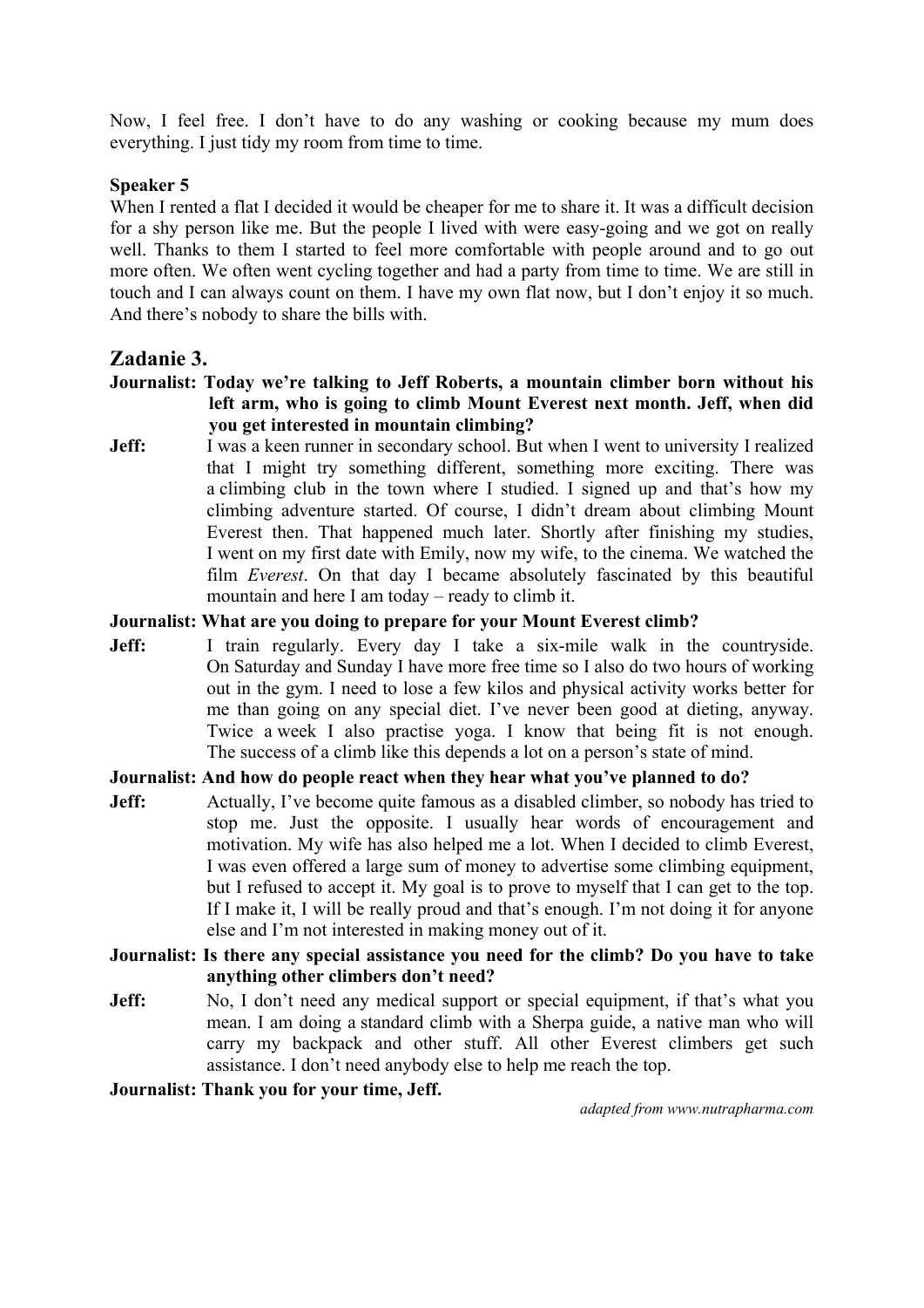Now, I feel free. I don't have to do any washing or cooking because my mum does everything. I just tidy my room from time to time.

**Speaker 5**

When I rented a flat I decided it would be cheaper for me to share it. It was a difficult decision for a shy person like me. But the people I lived with were easy-going and we got on really well. Thanks to them I started to feel more comfortable with people around and to go out more often. We often went cycling together and had a party from time to time. We are still in touch and I can always count on them. I have my own flat now, but I don't enjoy it so much. And there's nobody to share the bills with.

## Zadanie 3.

**Journalist: Today we're talking to Jeff Roberts, a mountain climber born without his left arm, who is going to climb Mount Everest next month. Jeff, when did you get interested in mountain climbing?**

**Jeff:** I was a keen runner in secondary school. But when I went to university I realized that I might try something different, something more exciting. There was a climbing club in the town where I studied. I signed up and that's how my climbing adventure started. Of course, I didn't dream about climbing Mount Everest then. That happened much later. Shortly after finishing my studies, I went on my first date with Emily, now my wife, to the cinema. We watched the film *Everest*. On that day I became absolutely fascinated by this beautiful mountain and here I am today – ready to climb it.

**Journalist: What are you doing to prepare for your Mount Everest climb?**

**Jeff:** I train regularly. Every day I take a six-mile walk in the countryside. On Saturday and Sunday I have more free time so I also do two hours of working out in the gym. I need to lose a few kilos and physical activity works better for me than going on any special diet. I've never been good at dieting, anyway. Twice a week I also practise yoga. I know that being fit is not enough. The success of a climb like this depends a lot on a person's state of mind.

**Journalist: And how do people react when they hear what you've planned to do?**

**Jeff:** Actually, I've become quite famous as a disabled climber, so nobody has tried to stop me. Just the opposite. I usually hear words of encouragement and motivation. My wife has also helped me a lot. When I decided to climb Everest, I was even offered a large sum of money to advertise some climbing equipment, but I refused to accept it. My goal is to prove to myself that I can get to the top. If I make it, I will be really proud and that's enough. I'm not doing it for anyone else and I'm not interested in making money out of it.

**Journalist: Is there any special assistance you need for the climb? Do you have to take anything other climbers don't need?**

**Jeff:** No, I don't need any medical support or special equipment, if that's what you mean. I am doing a standard climb with a Sherpa guide, a native man who will carry my backpack and other stuff. All other Everest climbers get such assistance. I don't need anybody else to help me reach the top.

**Journalist: Thank you for your time, Jeff.**

*adapted from www.nutrapharma.com*